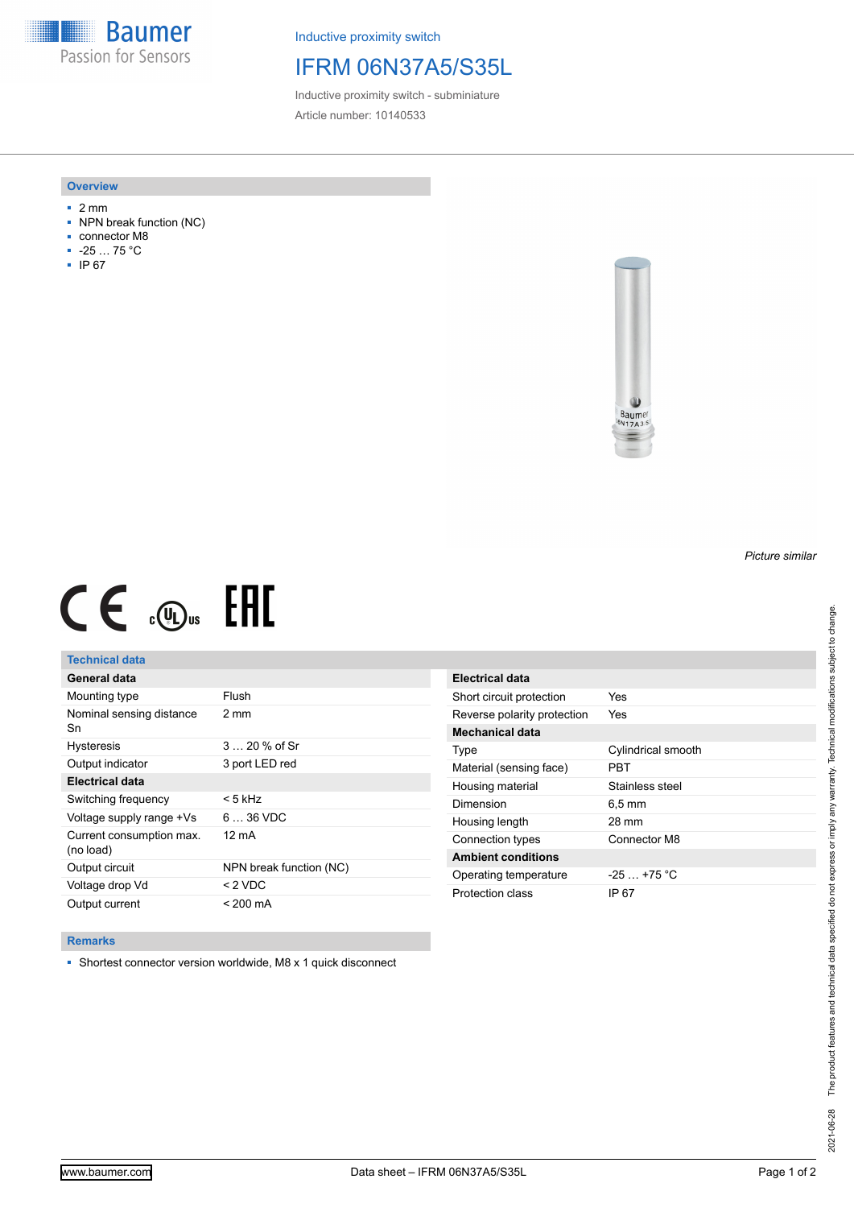Inductive proximity switch

# IFRM 06N37A5/S35L

Inductive proximity switch - subminiature

Article number: 10140533

## Overview

- 2 mm
- NPN break function (NC)
- connector M8
- -25 … 75 °C
- IP 67

*Picture similar*

## Technical data

| General data | |
|---|---|
| Mounting type | Flush |
| Nominal sensing distance Sn | 2 mm |
| Hysteresis | 3 … 20 % of Sr |
| Output indicator | 3 port LED red |
| **Electrical data** | |
| Switching frequency | < 5 kHz |
| Voltage supply range +Vs | 6 … 36 VDC |
| Current consumption max. (no load) | 12 mA |
| Output circuit | NPN break function (NC) |
| Voltage drop Vd | < 2 VDC |
| Output current | < 200 mA |

| Electrical data | |
|---|---|
| Short circuit protection | Yes |
| Reverse polarity protection | Yes |
| **Mechanical data** | |
| Type | Cylindrical smooth |
| Material (sensing face) | PBT |
| Housing material | Stainless steel |
| Dimension | 6,5 mm |
| Housing length | 28 mm |
| Connection types | Connector M8 |
| **Ambient conditions** | |
| Operating temperature | -25 … +75 °C |
| Protection class | IP 67 |

## Remarks

- Shortest connector version worldwide, M8 x 1 quick disconnect

The product features and technical data specified do not express or imply any warranty. Technical modifications subject to change. 2021-06-28

www.baumer.com | Data sheet – IFRM 06N37A5/S35L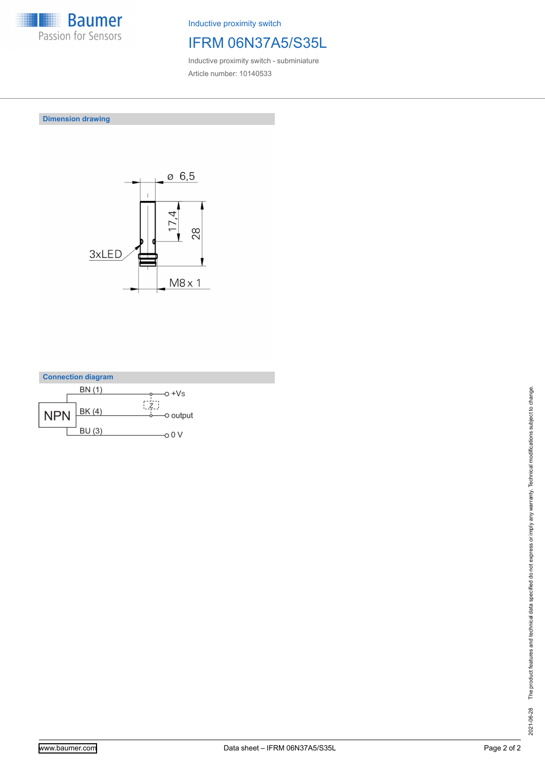Inductive proximity switch

# IFRM 06N37A5/S35L

Inductive proximity switch - subminiature

Article number: 10140533

## Dimension drawing

ø 6,5

17,4

28

3xLED

M8 x 1

## Connection diagram

NPN

BN (1)

BK (4)

BU (3)

+Vs

Z

output

0 V

The product features and technical data specified do not express or imply any warranty. Technical modifications subject to change.

2021-06-28

www.baumer.com

Data sheet – IFRM 06N37A5/S35L